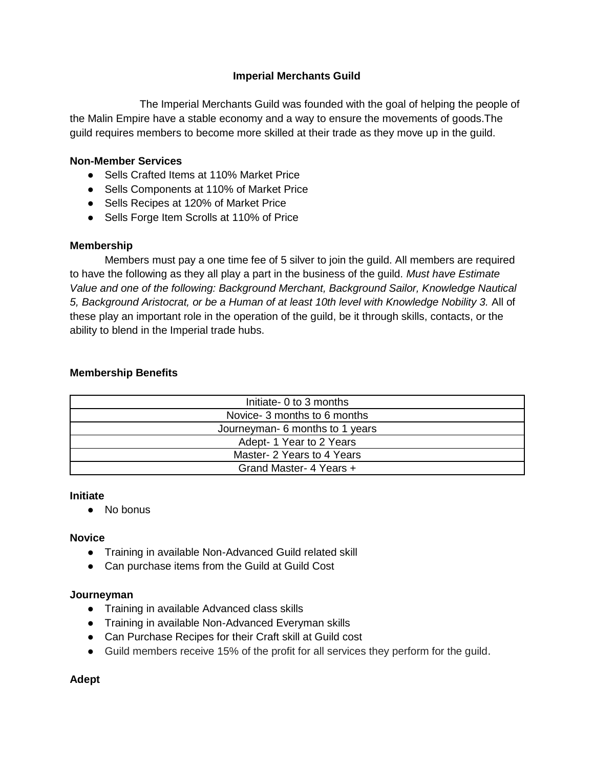# Imperial Merchants Guild

The Imperial Merchants Guild was founded with the goal of helping the people of the Malin Empire have a stable economy and a way to ensure the movements of goods.The guild requires members to become more skilled at their trade as they move up in the guild.

**Non-Member Services**

- Sells Crafted Items at 110% Market Price
- Sells Components at 110% of Market Price
- Sells Recipes at 120% of Market Price
- Sells Forge Item Scrolls at 110% of Price

**Membership**

Members must pay a one time fee of 5 silver to join the guild. All members are required to have the following as they all play a part in the business of the guild. *Must have Estimate Value and one of the following: Background Merchant, Background Sailor, Knowledge Nautical 5, Background Aristocrat, or be a Human of at least 10th level with Knowledge Nobility 3.* All of these play an important role in the operation of the guild, be it through skills, contacts, or the ability to blend in the Imperial trade hubs.

**Membership Benefits**

| Initiate- 0 to 3 months |
|---|
| Novice- 3 months to 6 months |
| Journeyman- 6 months to 1 years |
| Adept- 1 Year to 2 Years |
| Master- 2 Years to 4 Years |
| Grand Master- 4 Years + |

**Initiate**

- No bonus

**Novice**

- Training in available Non-Advanced Guild related skill
- Can purchase items from the Guild at Guild Cost

**Journeyman**

- Training in available Advanced class skills
- Training in available Non-Advanced Everyman skills
- Can Purchase Recipes for their Craft skill at Guild cost
- Guild members receive 15% of the profit for all services they perform for the guild.

**Adept**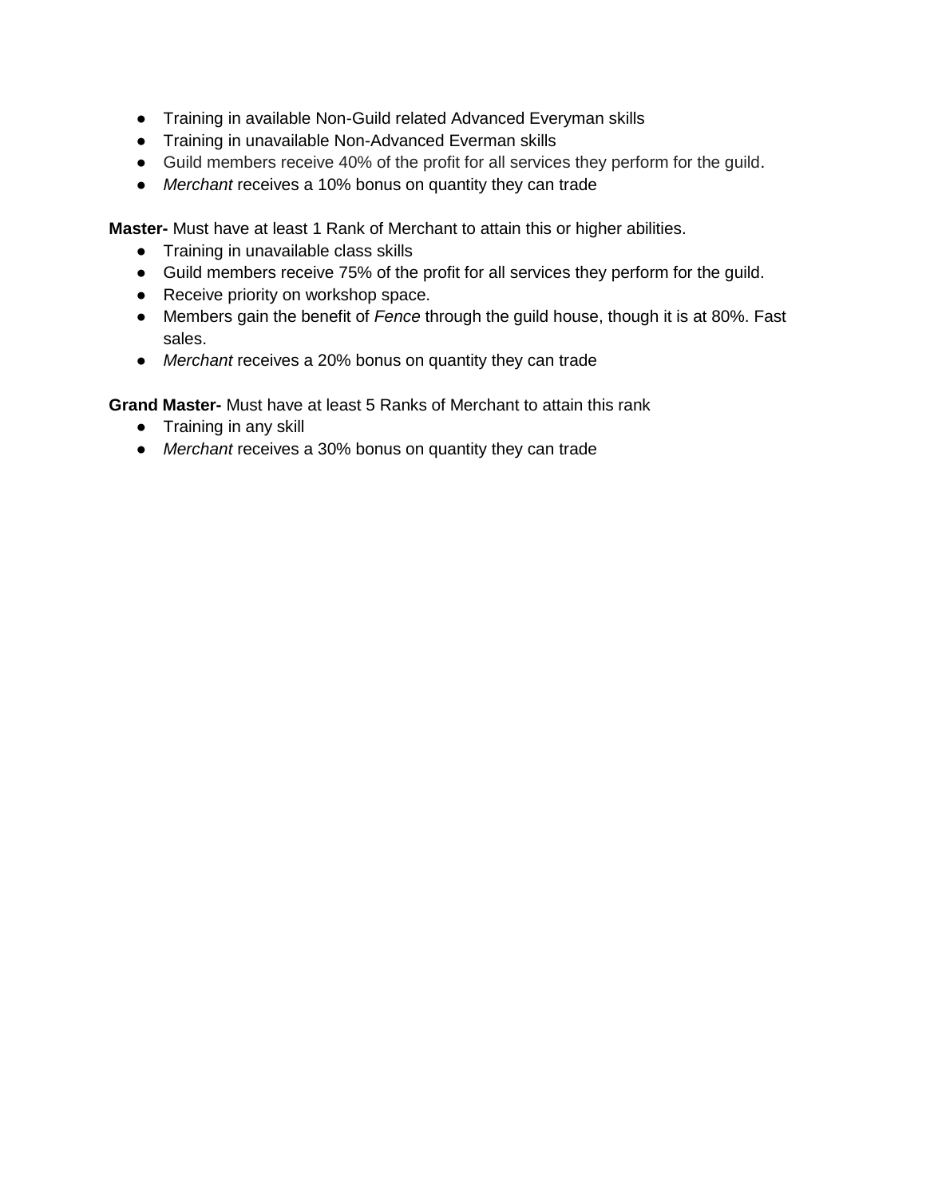- Training in available Non-Guild related Advanced Everyman skills
- Training in unavailable Non-Advanced Everman skills
- Guild members receive 40% of the profit for all services they perform for the guild.
- *Merchant* receives a 10% bonus on quantity they can trade

**Master-** Must have at least 1 Rank of Merchant to attain this or higher abilities.

- Training in unavailable class skills
- Guild members receive 75% of the profit for all services they perform for the guild.
- Receive priority on workshop space.
- Members gain the benefit of *Fence* through the guild house, though it is at 80%. Fast sales.
- *Merchant* receives a 20% bonus on quantity they can trade

**Grand Master-** Must have at least 5 Ranks of Merchant to attain this rank

- Training in any skill
- *Merchant* receives a 30% bonus on quantity they can trade